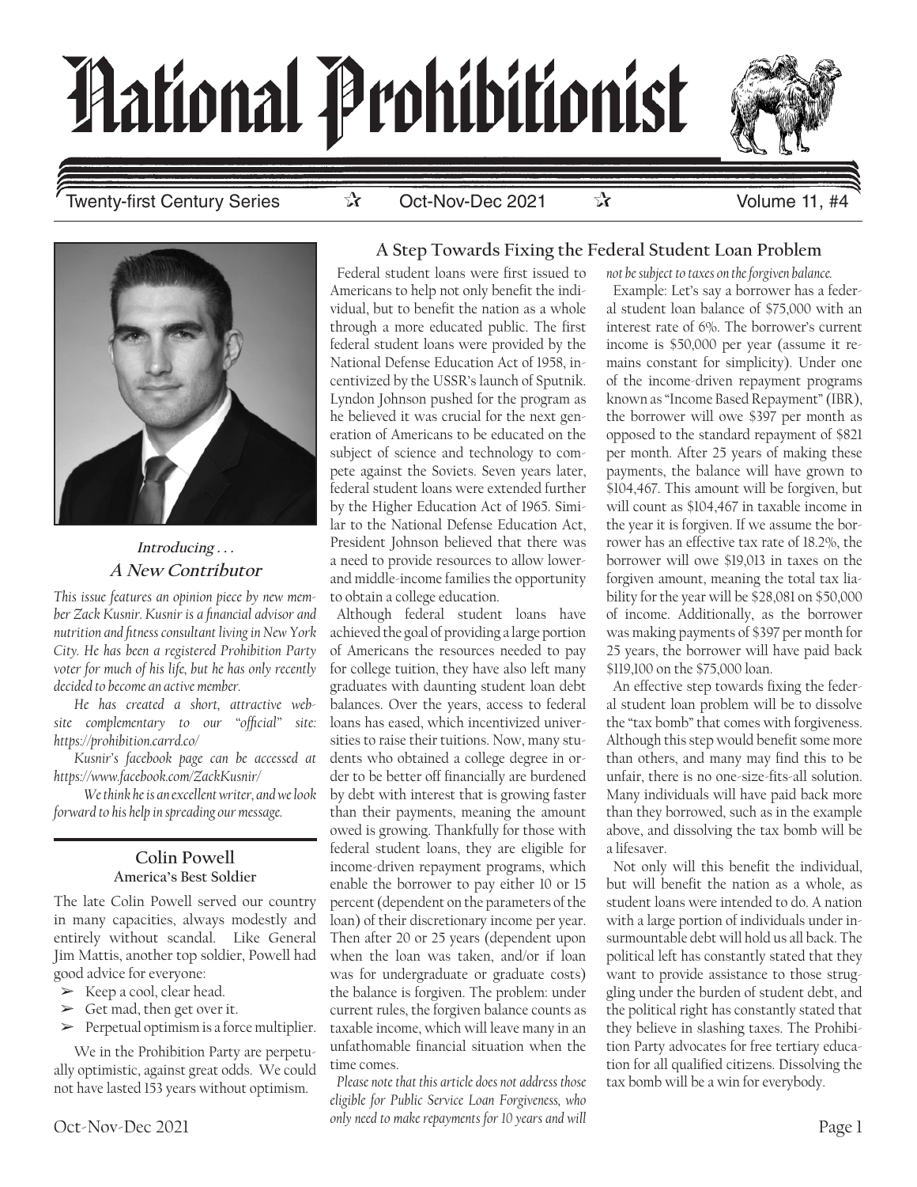# National Prohibitionist

Twenty-first Century Series ☆ Oct-Nov-Dec 2021 ☆ Volume 11, #4

### *Introducing . . .*
### A New Contributor

*This issue features an opinion piece by new member Zack Kusnir. Kusnir is a financial advisor and nutrition and fitness consultant living in New York City. He has been a registered Prohibition Party voter for much of his life, but he has only recently decided to become an active member.*

*He has created a short, attractive website complementary to our "official" site: https://prohibition.carrd.co/*

*Kusnir's facebook page can be accessed at https://www.facebook.com/ZackKusnir/*

*We think he is an excellent writer, and we look forward to his help in spreading our message.*

## Colin Powell
### America's Best Soldier

The late Colin Powell served our country in many capacities, always modestly and entirely without scandal. Like General Jim Mattis, another top soldier, Powell had good advice for everyone:

- Keep a cool, clear head.
- Get mad, then get over it.
- Perpetual optimism is a force multiplier.

We in the Prohibition Party are perpetually optimistic, against great odds. We could not have lasted 153 years without optimism.

## A Step Towards Fixing the Federal Student Loan Problem

Federal student loans were first issued to Americans to help not only benefit the individual, but to benefit the nation as a whole through a more educated public. The first federal student loans were provided by the National Defense Education Act of 1958, incentivized by the USSR's launch of Sputnik. Lyndon Johnson pushed for the program as he believed it was crucial for the next generation of Americans to be educated on the subject of science and technology to compete against the Soviets. Seven years later, federal student loans were extended further by the Higher Education Act of 1965. Similar to the National Defense Education Act, President Johnson believed that there was a need to provide resources to allow lower- and middle-income families the opportunity to obtain a college education.

Although federal student loans have achieved the goal of providing a large portion of Americans the resources needed to pay for college tuition, they have also left many graduates with daunting student loan debt balances. Over the years, access to federal loans has eased, which incentivized universities to raise their tuitions. Now, many students who obtained a college degree in order to be better off financially are burdened by debt with interest that is growing faster than their payments, meaning the amount owed is growing. Thankfully for those with federal student loans, they are eligible for income-driven repayment programs, which enable the borrower to pay either 10 or 15 percent (dependent on the parameters of the loan) of their discretionary income per year. Then after 20 or 25 years (dependent upon when the loan was taken, and/or if loan was for undergraduate or graduate costs) the balance is forgiven. The problem: under current rules, the forgiven balance counts as taxable income, which will leave many in an unfathomable financial situation when the time comes.

*Please note that this article does not address those eligible for Public Service Loan Forgiveness, who only need to make repayments for 10 years and will not be subject to taxes on the forgiven balance.*

Example: Let's say a borrower has a federal student loan balance of $75,000 with an interest rate of 6%. The borrower's current income is $50,000 per year (assume it remains constant for simplicity). Under one of the income-driven repayment programs known as "Income Based Repayment" (IBR), the borrower will owe $397 per month as opposed to the standard repayment of $821 per month. After 25 years of making these payments, the balance will have grown to $104,467. This amount will be forgiven, but will count as $104,467 in taxable income in the year it is forgiven. If we assume the borrower has an effective tax rate of 18.2%, the borrower will owe $19,013 in taxes on the forgiven amount, meaning the total tax liability for the year will be $28,081 on $50,000 of income. Additionally, as the borrower was making payments of $397 per month for 25 years, the borrower will have paid back $119,100 on the $75,000 loan.

An effective step towards fixing the federal student loan problem will be to dissolve the "tax bomb" that comes with forgiveness. Although this step would benefit some more than others, and many may find this to be unfair, there is no one-size-fits-all solution. Many individuals will have paid back more than they borrowed, such as in the example above, and dissolving the tax bomb will be a lifesaver.

Not only will this benefit the individual, but will benefit the nation as a whole, as student loans were intended to do. A nation with a large portion of individuals under insurmountable debt will hold us all back. The political left has constantly stated that they want to provide assistance to those struggling under the burden of student debt, and the political right has constantly stated that they believe in slashing taxes. The Prohibition Party advocates for free tertiary education for all qualified citizens. Dissolving the tax bomb will be a win for everybody.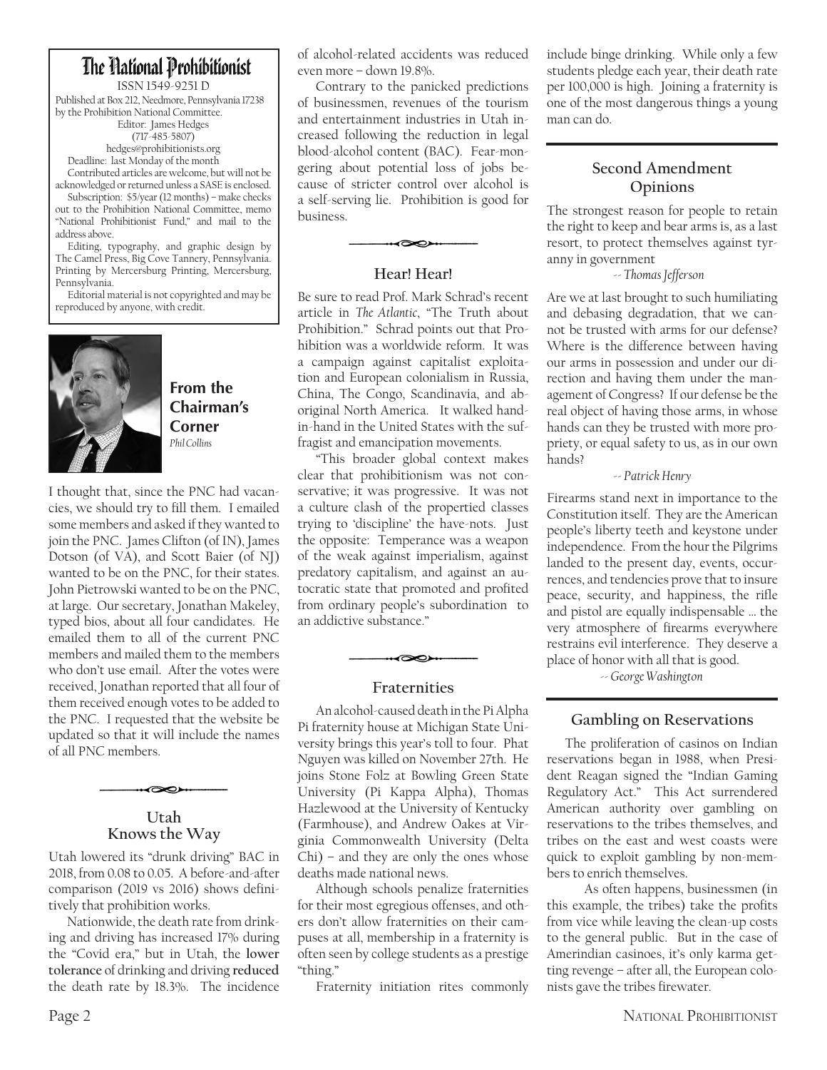# The National Prohibitionist

ISSN 1549-9251 D

Published at Box 212, Needmore, Pennsylvania 17238 by the Prohibition National Committee.
Editor: James Hedges
(717-485-5807)
hedges@prohibitionists.org

Deadline: last Monday of the month

Contributed articles are welcome, but will not be acknowledged or returned unless a SASE is enclosed.

Subscription: $5/year (12 months) – make checks out to the Prohibition National Committee, memo "National Prohibitionist Fund," and mail to the address above.

Editing, typography, and graphic design by The Camel Press, Big Cove Tannery, Pennsylvania. Printing by Mercersburg Printing, Mercersburg, Pennsylvania.

Editorial material is not copyrighted and may be reproduced by anyone, with credit.

## From the Chairman's Corner

*Phil Collins*

I thought that, since the PNC had vacancies, we should try to fill them. I emailed some members and asked if they wanted to join the PNC. James Clifton (of IN), James Dotson (of VA), and Scott Baier (of NJ) wanted to be on the PNC, for their states. John Pietrowski wanted to be on the PNC, at large. Our secretary, Jonathan Makeley, typed bios, about all four candidates. He emailed them to all of the current PNC members and mailed them to the members who don't use email. After the votes were received, Jonathan reported that all four of them received enough votes to be added to the PNC. I requested that the website be updated so that it will include the names of all PNC members.

## Utah Knows the Way

Utah lowered its "drunk driving" BAC in 2018, from 0.08 to 0.05. A before-and-after comparison (2019 vs 2016) shows definitively that prohibition works.

Nationwide, the death rate from drinking and driving has increased 17% during the "Covid era," but in Utah, the **lower tolerance** of drinking and driving **reduced** the death rate by 18.3%. The incidence of alcohol-related accidents was reduced even more – down 19.8%.

Contrary to the panicked predictions of businessmen, revenues of the tourism and entertainment industries in Utah increased following the reduction in legal blood-alcohol content (BAC). Fear-mongering about potential loss of jobs because of stricter control over alcohol is a self-serving lie. Prohibition is good for business.

## Hear! Hear!

Be sure to read Prof. Mark Schrad's recent article in *The Atlantic*, "The Truth about Prohibition." Schrad points out that Prohibition was a worldwide reform. It was a campaign against capitalist exploitation and European colonialism in Russia, China, The Congo, Scandinavia, and aboriginal North America. It walked hand-in-hand in the United States with the suffragist and emancipation movements.

"This broader global context makes clear that prohibitionism was not conservative; it was progressive. It was not a culture clash of the propertied classes trying to 'discipline' the have-nots. Just the opposite: Temperance was a weapon of the weak against imperialism, against predatory capitalism, and against an autocratic state that promoted and profited from ordinary people's subordination to an addictive substance."

## Fraternities

An alcohol-caused death in the Pi Alpha Pi fraternity house at Michigan State University brings this year's toll to four. Phat Nguyen was killed on November 27th. He joins Stone Folz at Bowling Green State University (Pi Kappa Alpha), Thomas Hazlewood at the University of Kentucky (Farmhouse), and Andrew Oakes at Virginia Commonwealth University (Delta Chi) – and they are only the ones whose deaths made national news.

Although schools penalize fraternities for their most egregious offenses, and others don't allow fraternities on their campuses at all, membership in a fraternity is often seen by college students as a prestige "thing."

Fraternity initiation rites commonly include binge drinking. While only a few students pledge each year, their death rate per 100,000 is high. Joining a fraternity is one of the most dangerous things a young man can do.

## Second Amendment Opinions

The strongest reason for people to retain the right to keep and bear arms is, as a last resort, to protect themselves against tyranny in government

*-- Thomas Jefferson*

Are we at last brought to such humiliating and debasing degradation, that we cannot be trusted with arms for our defense? Where is the difference between having our arms in possession and under our direction and having them under the management of Congress? If our defense be the real object of having those arms, in whose hands can they be trusted with more propriety, or equal safety to us, as in our own hands?

*-- Patrick Henry*

Firearms stand next in importance to the Constitution itself. They are the American people's liberty teeth and keystone under independence. From the hour the Pilgrims landed to the present day, events, occurrences, and tendencies prove that to insure peace, security, and happiness, the rifle and pistol are equally indispensable ... the very atmosphere of firearms everywhere restrains evil interference. They deserve a place of honor with all that is good.

*-- George Washington*

## Gambling on Reservations

The proliferation of casinos on Indian reservations began in 1988, when President Reagan signed the "Indian Gaming Regulatory Act." This Act surrendered American authority over gambling on reservations to the tribes themselves, and tribes on the east and west coasts were quick to exploit gambling by non-members to enrich themselves.

As often happens, businessmen (in this example, the tribes) take the profits from vice while leaving the clean-up costs to the general public. But in the case of Amerindian casinoes, it's only karma getting revenge – after all, the European colonists gave the tribes firewater.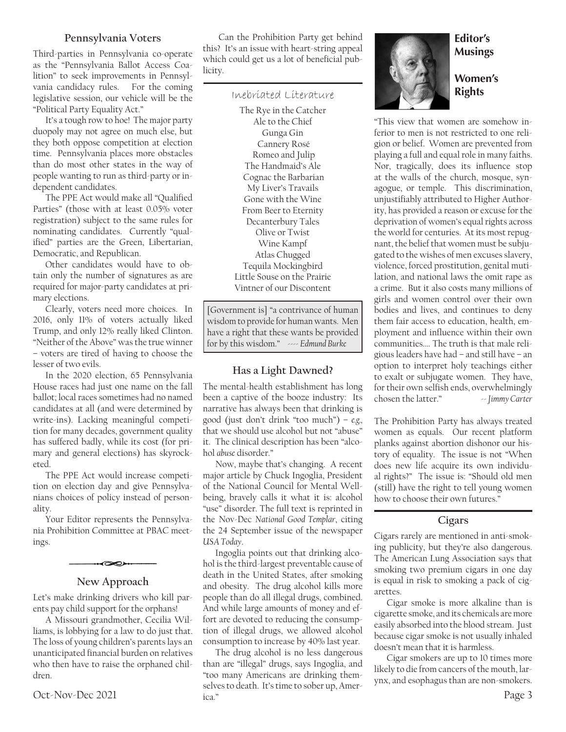## Pennsylvania Voters

Third-parties in Pennsylvania co-operate as the "Pennsylvania Ballot Access Coalition" to seek improvements in Pennsylvania candidacy rules. For the coming legislative session, our vehicle will be the "Political Party Equality Act."

It's a tough row to hoe! The major party duopoly may not agree on much else, but they both oppose competition at election time. Pennsylvania places more obstacles than do most other states in the way of people wanting to run as third-party or independent candidates.

The PPE Act would make all "Qualified Parties" (those with at least 0.05% voter registration) subject to the same rules for nominating candidates. Currently "qualified" parties are the Green, Libertarian, Democratic, and Republican.

Other candidates would have to obtain only the number of signatures as are required for major-party candidates at primary elections.

Clearly, voters need more choices. In 2016, only 11% of voters actually liked Trump, and only 12% really liked Clinton. "Neither of the Above" was the true winner – voters are tired of having to choose the lesser of two evils.

In the 2020 election, 65 Pennsylvania House races had just one name on the fall ballot; local races sometimes had no named candidates at all (and were determined by write-ins). Lacking meaningful competition for many decades, government quality has suffered badly, while its cost (for primary and general elections) has skyrocketed.

The PPE Act would increase competition on election day and give Pennsylvanians choices of policy instead of personality.

Your Editor represents the Pennsylvania Prohibition Committee at PBAC meetings.

## New Approach

Let's make drinking drivers who kill parents pay child support for the orphans!

A Missouri grandmother, Cecilia Williams, is lobbying for a law to do just that. The loss of young children's parents lays an unanticipated financial burden on relatives who then have to raise the orphaned children.

Can the Prohibition Party get behind this? It's an issue with heart-string appeal which could get us a lot of beneficial publicity.

## Inebriated Literature

The Rye in the Catcher
Ale to the Chief
Gunga Gin
Cannery Rosé
Romeo and Julip
The Handmaid's Ale
Cognac the Barbarian
My Liver's Travails
Gone with the Wine
From Beer to Eternity
Decanterbury Tales
Olive or Twist
Wine Kampf
Atlas Chugged
Tequila Mockingbird
Little Souse on the Prairie
Vintner of our Discontent

[Government is] "a contrivance of human wisdom to provide for human wants. Men have a right that these wants be provided for by this wisdom." ---- *Edmund Burke*

## Has a Light Dawned?

The mental-health establishment has long been a captive of the booze industry: Its narrative has always been that drinking is good (just don't drink "too much") – *e.g.*, that we should use alcohol but not "abuse" it. The clinical description has been "alcohol *abuse* disorder."

Now, maybe that's changing. A recent major article by Chuck Ingoglia, President of the National Council for Mental Wellbeing, bravely calls it what it is: alcohol "use" disorder. The full text is reprinted in the Nov-Dec *National Good Templar*, citing the 24 September issue of the newspaper *USA Today*.

Ingoglia points out that drinking alcohol is the third-largest preventable cause of death in the United States, after smoking and obesity. The drug alcohol kills more people than do all illegal drugs, combined. And while large amounts of money and effort are devoted to reducing the consumption of illegal drugs, we allowed alcohol consumption to increase by 40% last year.

The drug alcohol is no less dangerous than are "illegal" drugs, says Ingoglia, and "too many Americans are drinking themselves to death. It's time to sober up, America."

## Editor's Musings

### Women's Rights

"This view that women are somehow inferior to men is not restricted to one religion or belief. Women are prevented from playing a full and equal role in many faiths. Nor, tragically, does its influence stop at the walls of the church, mosque, synagogue, or temple. This discrimination, unjustifiably attributed to Higher Authority, has provided a reason or excuse for the deprivation of women's equal rights across the world for centuries. At its most repugnant, the belief that women must be subjugated to the wishes of men excuses slavery, violence, forced prostitution, genital mutilation, and national laws the omit rape as a crime. But it also costs many millions of girls and women control over their own bodies and lives, and continues to deny them fair access to education, health, employment and influence within their own communities.... The truth is that male religious leaders have had – and still have – an option to interpret holy teachings either to exalt or subjugate women. They have, for their own selfish ends, overwhelmingly chosen the latter." -- *Jimmy Carter*

The Prohibition Party has always treated women as equals. Our recent platform planks against abortion dishonor our history of equality. The issue is not "When does new life acquire its own individual rights?" The issue is: "Should old men (still) have the right to tell young women how to choose their own futures."

## Cigars

Cigars rarely are mentioned in anti-smoking publicity, but they're also dangerous. The American Lung Association says that smoking two premium cigars in one day is equal in risk to smoking a pack of cigarettes.

Cigar smoke is more alkaline than is cigarette smoke, and its chemicals are more easily absorbed into the blood stream. Just because cigar smoke is not usually inhaled doesn't mean that it is harmless.

Cigar smokers are up to 10 times more likely to die from cancers of the mouth, larynx, and esophagus than are non-smokers.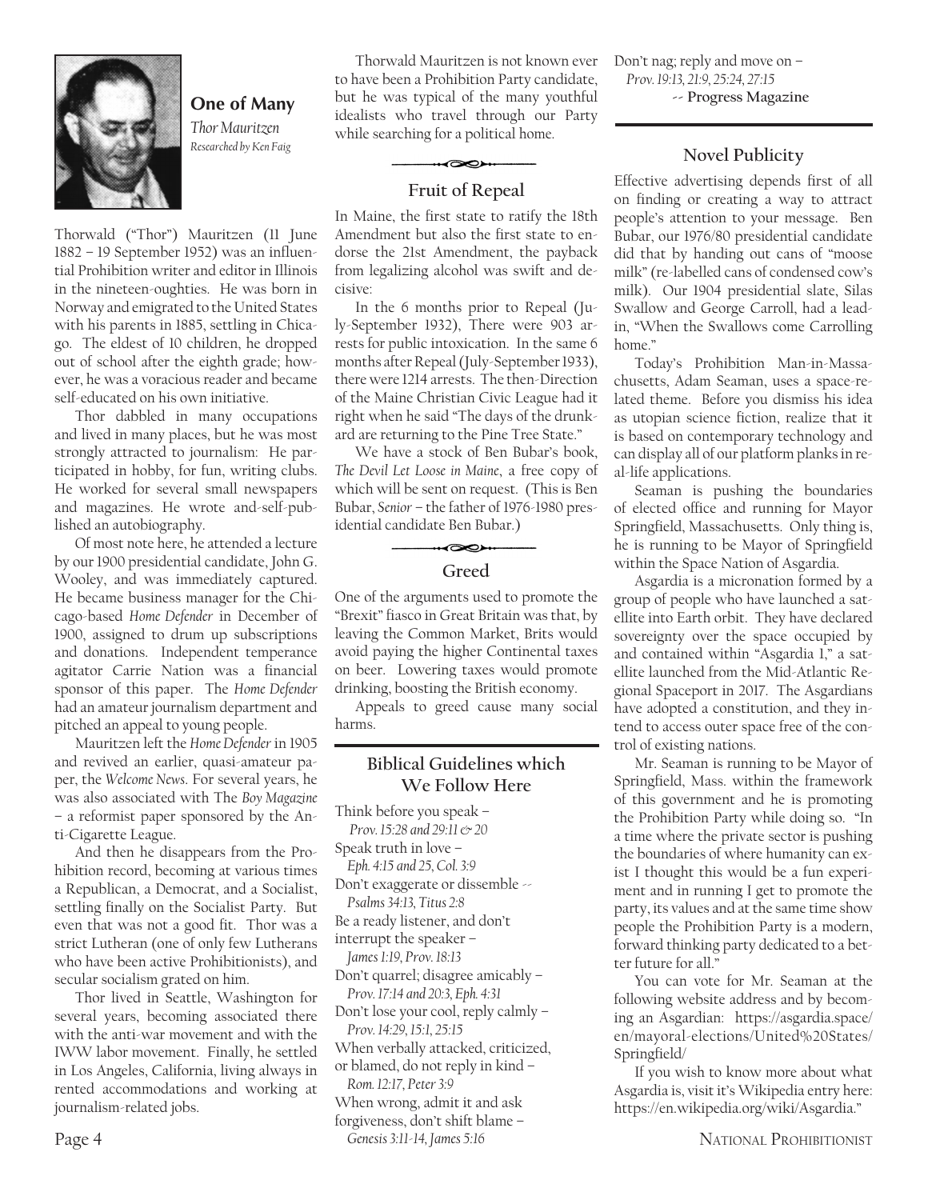## One of Many

*Thor Mauritzen*
*Researched by Ken Faig*

Thorwald ("Thor") Mauritzen (11 June 1882 – 19 September 1952) was an influential Prohibition writer and editor in Illinois in the nineteen-oughties. He was born in Norway and emigrated to the United States with his parents in 1885, settling in Chicago. The eldest of 10 children, he dropped out of school after the eighth grade; however, he was a voracious reader and became self-educated on his own initiative.

Thor dabbled in many occupations and lived in many places, but he was most strongly attracted to journalism: He participated in hobby, for fun, writing clubs. He worked for several small newspapers and magazines. He wrote and-self-published an autobiography.

Of most note here, he attended a lecture by our 1900 presidential candidate, John G. Wooley, and was immediately captured. He became business manager for the Chicago-based *Home Defender* in December of 1900, assigned to drum up subscriptions and donations. Independent temperance agitator Carrie Nation was a financial sponsor of this paper. The *Home Defender* had an amateur journalism department and pitched an appeal to young people.

Mauritzen left the *Home Defender* in 1905 and revived an earlier, quasi-amateur paper, the *Welcome News*. For several years, he was also associated with The *Boy Magazine* – a reformist paper sponsored by the Anti-Cigarette League.

And then he disappears from the Prohibition record, becoming at various times a Republican, a Democrat, and a Socialist, settling finally on the Socialist Party. But even that was not a good fit. Thor was a strict Lutheran (one of only few Lutherans who have been active Prohibitionists), and secular socialism grated on him.

Thor lived in Seattle, Washington for several years, becoming associated there with the anti-war movement and with the IWW labor movement. Finally, he settled in Los Angeles, California, living always in rented accommodations and working at journalism-related jobs.

Thorwald Mauritzen is not known ever to have been a Prohibition Party candidate, but he was typical of the many youthful idealists who travel through our Party while searching for a political home.

## Fruit of Repeal

In Maine, the first state to ratify the 18th Amendment but also the first state to endorse the 21st Amendment, the payback from legalizing alcohol was swift and decisive:

In the 6 months prior to Repeal (July-September 1932), There were 903 arrests for public intoxication. In the same 6 months after Repeal (July-September 1933), there were 1214 arrests. The then-Direction of the Maine Christian Civic League had it right when he said "The days of the drunkard are returning to the Pine Tree State."

We have a stock of Ben Bubar's book, *The Devil Let Loose in Maine*, a free copy of which will be sent on request. (This is Ben Bubar, *Senior* – the father of 1976-1980 presidential candidate Ben Bubar.)

## Greed

One of the arguments used to promote the "Brexit" fiasco in Great Britain was that, by leaving the Common Market, Brits would avoid paying the higher Continental taxes on beer. Lowering taxes would promote drinking, boosting the British economy.

Appeals to greed cause many social harms.

## Biblical Guidelines which We Follow Here

Think before you speak –
*Prov. 15:28 and 29:11 & 20*
Speak truth in love –
*Eph. 4:15 and 25, Col. 3:9*
Don't exaggerate or dissemble --
*Psalms 34:13, Titus 2:8*
Be a ready listener, and don't interrupt the speaker –
*James 1:19, Prov. 18:13*
Don't quarrel; disagree amicably –
*Prov. 17:14 and 20:3, Eph. 4:31*
Don't lose your cool, reply calmly –
*Prov. 14:29, 15:1, 25:15*
When verbally attacked, criticized, or blamed, do not reply in kind –
*Rom. 12:17, Peter 3:9*
When wrong, admit it and ask forgiveness, don't shift blame –
*Genesis 3:11-14, James 5:16*
Don't nag; reply and move on –
*Prov. 19:13, 21:9, 25:24, 27:15*

-- **Progress Magazine**

## Novel Publicity

Effective advertising depends first of all on finding or creating a way to attract people's attention to your message. Ben Bubar, our 1976/80 presidential candidate did that by handing out cans of "moose milk" (re-labelled cans of condensed cow's milk). Our 1904 presidential slate, Silas Swallow and George Carroll, had a lead-in, "When the Swallows come Carrolling home."

Today's Prohibition Man-in-Massachusetts, Adam Seaman, uses a space-related theme. Before you dismiss his idea as utopian science fiction, realize that it is based on contemporary technology and can display all of our platform planks in real-life applications.

Seaman is pushing the boundaries of elected office and running for Mayor Springfield, Massachusetts. Only thing is, he is running to be Mayor of Springfield within the Space Nation of Asgardia.

Asgardia is a micronation formed by a group of people who have launched a satellite into Earth orbit. They have declared sovereignty over the space occupied by and contained within "Asgardia 1," a satellite launched from the Mid-Atlantic Regional Spaceport in 2017. The Asgardians have adopted a constitution, and they intend to access outer space free of the control of existing nations.

Mr. Seaman is running to be Mayor of Springfield, Mass. within the framework of this government and he is promoting the Prohibition Party while doing so. "In a time where the private sector is pushing the boundaries of where humanity can exist I thought this would be a fun experiment and in running I get to promote the party, its values and at the same time show people the Prohibition Party is a modern, forward thinking party dedicated to a better future for all."

You can vote for Mr. Seaman at the following website address and by becoming an Asgardian: https://asgardia.space/en/mayoral-elections/United%20States/Springfield/

If you wish to know more about what Asgardia is, visit it's Wikipedia entry here: https://en.wikipedia.org/wiki/Asgardia."